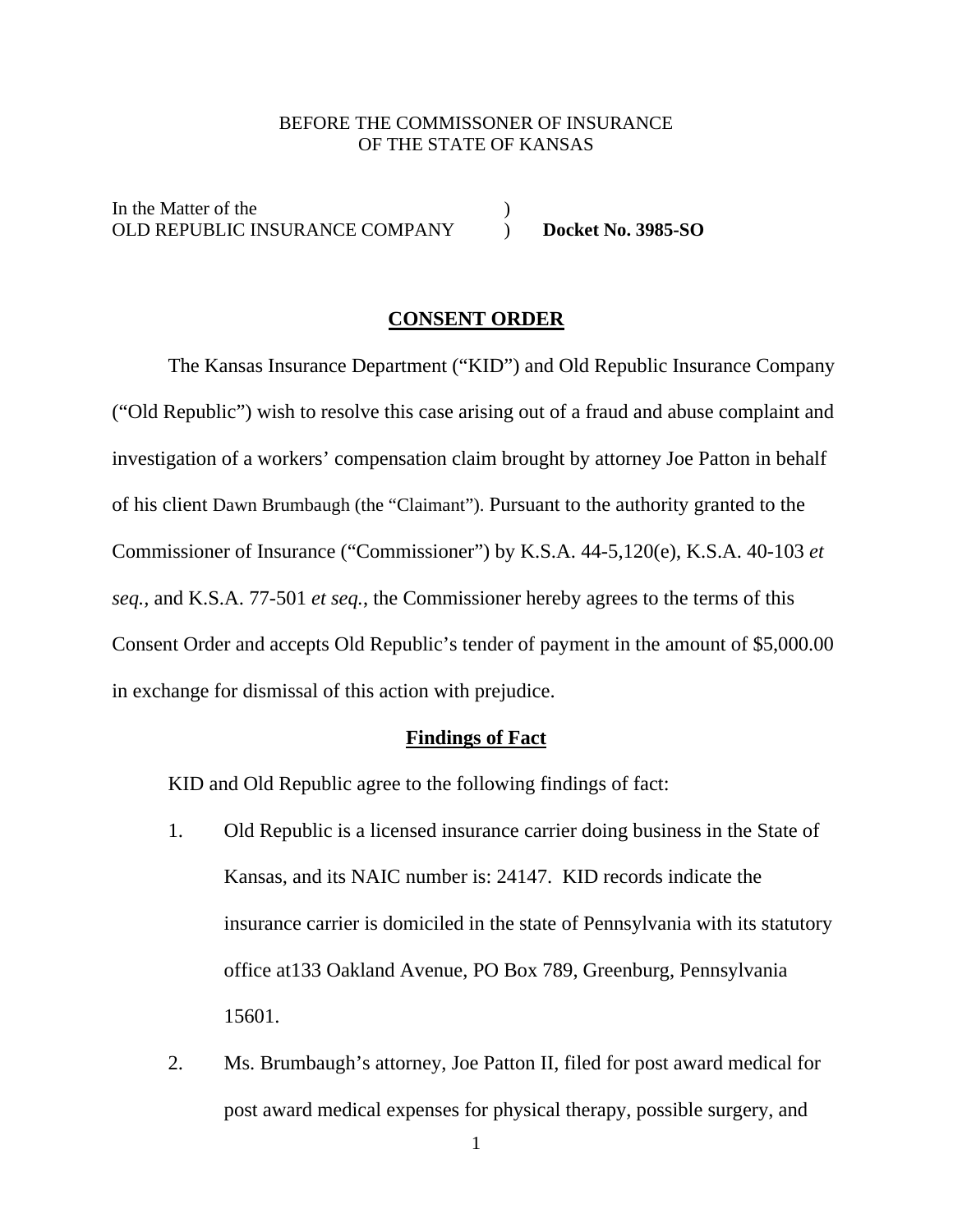BEFORE THE COMMISSONER OF INSURANCE
OF THE STATE OF KANSAS

In the Matter of the )
OLD REPUBLIC INSURANCE COMPANY ) **Docket No. 3985-SO**

## CONSENT ORDER

The Kansas Insurance Department ("KID") and Old Republic Insurance Company ("Old Republic") wish to resolve this case arising out of a fraud and abuse complaint and investigation of a workers' compensation claim brought by attorney Joe Patton in behalf of his client Dawn Brumbaugh (the "Claimant"). Pursuant to the authority granted to the Commissioner of Insurance ("Commissioner") by K.S.A. 44-5,120(e), K.S.A. 40-103 *et seq.*, and K.S.A. 77-501 *et seq.*, the Commissioner hereby agrees to the terms of this Consent Order and accepts Old Republic's tender of payment in the amount of $5,000.00 in exchange for dismissal of this action with prejudice.

### Findings of Fact

KID and Old Republic agree to the following findings of fact:

1. Old Republic is a licensed insurance carrier doing business in the State of Kansas, and its NAIC number is: 24147. KID records indicate the insurance carrier is domiciled in the state of Pennsylvania with its statutory office at133 Oakland Avenue, PO Box 789, Greenburg, Pennsylvania 15601.

2. Ms. Brumbaugh's attorney, Joe Patton II, filed for post award medical for post award medical expenses for physical therapy, possible surgery, and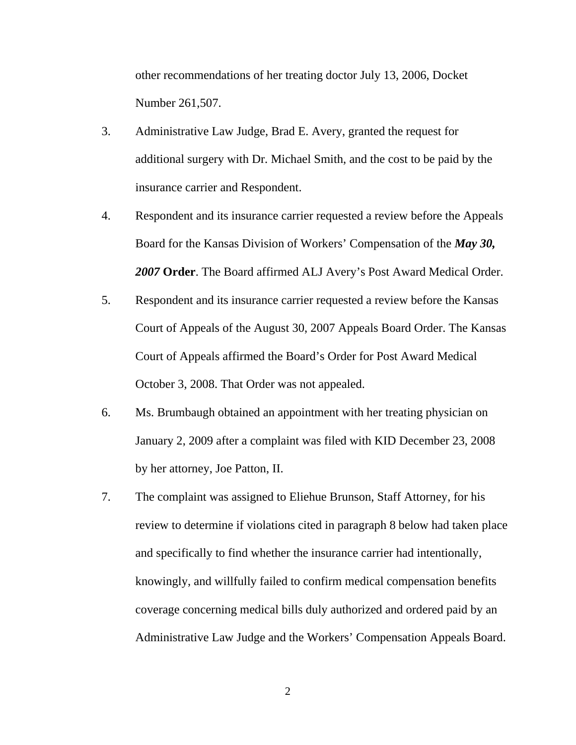other recommendations of her treating doctor July 13, 2006, Docket Number 261,507.

3. Administrative Law Judge, Brad E. Avery, granted the request for additional surgery with Dr. Michael Smith, and the cost to be paid by the insurance carrier and Respondent.

4. Respondent and its insurance carrier requested a review before the Appeals Board for the Kansas Division of Workers' Compensation of the ***May 30, 2007*** **Order**. The Board affirmed ALJ Avery's Post Award Medical Order.

5. Respondent and its insurance carrier requested a review before the Kansas Court of Appeals of the August 30, 2007 Appeals Board Order. The Kansas Court of Appeals affirmed the Board's Order for Post Award Medical October 3, 2008. That Order was not appealed.

6. Ms. Brumbaugh obtained an appointment with her treating physician on January 2, 2009 after a complaint was filed with KID December 23, 2008 by her attorney, Joe Patton, II.

7. The complaint was assigned to Eliehue Brunson, Staff Attorney, for his review to determine if violations cited in paragraph 8 below had taken place and specifically to find whether the insurance carrier had intentionally, knowingly, and willfully failed to confirm medical compensation benefits coverage concerning medical bills duly authorized and ordered paid by an Administrative Law Judge and the Workers' Compensation Appeals Board.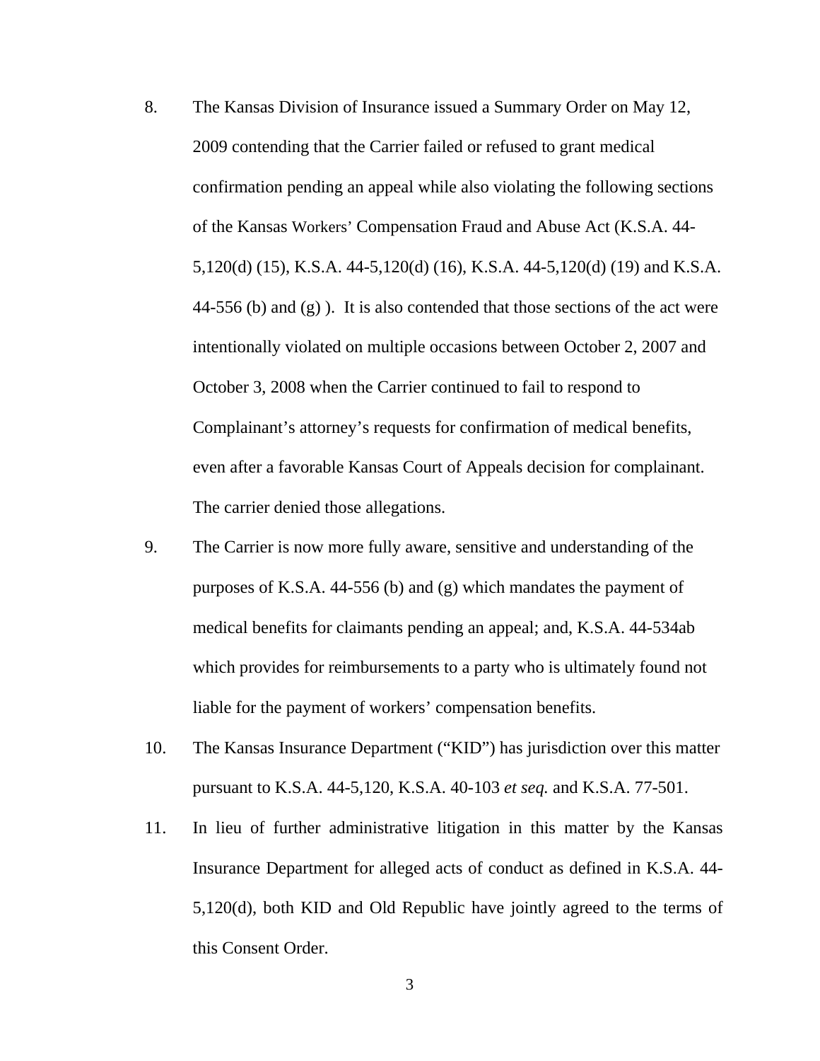8. The Kansas Division of Insurance issued a Summary Order on May 12, 2009 contending that the Carrier failed or refused to grant medical confirmation pending an appeal while also violating the following sections of the Kansas Workers' Compensation Fraud and Abuse Act (K.S.A. 44-5,120(d) (15), K.S.A. 44-5,120(d) (16), K.S.A. 44-5,120(d) (19) and K.S.A. 44-556 (b) and (g) ). It is also contended that those sections of the act were intentionally violated on multiple occasions between October 2, 2007 and October 3, 2008 when the Carrier continued to fail to respond to Complainant's attorney's requests for confirmation of medical benefits, even after a favorable Kansas Court of Appeals decision for complainant. The carrier denied those allegations.

9. The Carrier is now more fully aware, sensitive and understanding of the purposes of K.S.A. 44-556 (b) and (g) which mandates the payment of medical benefits for claimants pending an appeal; and, K.S.A. 44-534ab which provides for reimbursements to a party who is ultimately found not liable for the payment of workers' compensation benefits.

10. The Kansas Insurance Department ("KID") has jurisdiction over this matter pursuant to K.S.A. 44-5,120, K.S.A. 40-103 *et seq.* and K.S.A. 77-501.

11. In lieu of further administrative litigation in this matter by the Kansas Insurance Department for alleged acts of conduct as defined in K.S.A. 44-5,120(d), both KID and Old Republic have jointly agreed to the terms of this Consent Order.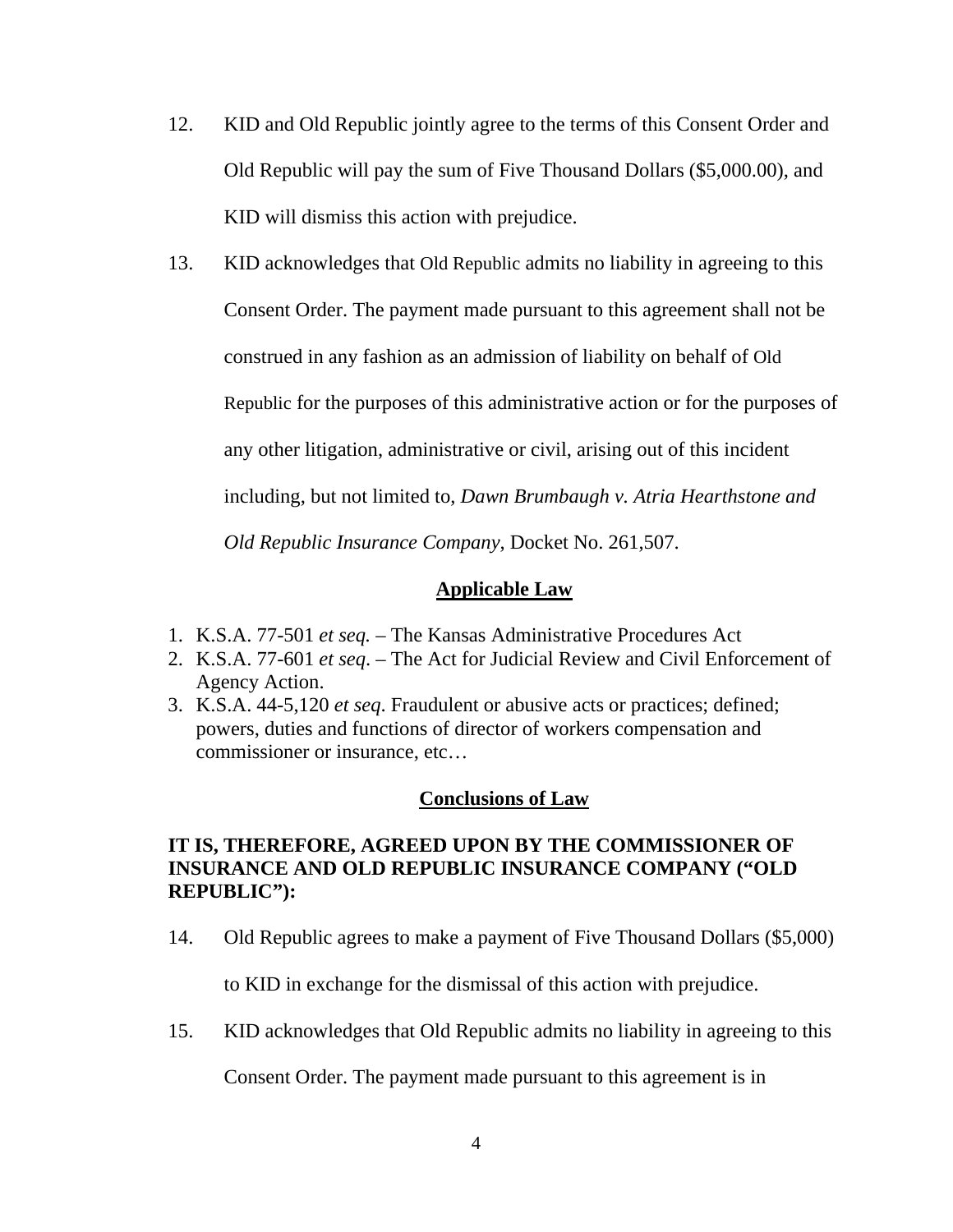12. KID and Old Republic jointly agree to the terms of this Consent Order and Old Republic will pay the sum of Five Thousand Dollars ($5,000.00), and KID will dismiss this action with prejudice.

13. KID acknowledges that Old Republic admits no liability in agreeing to this Consent Order. The payment made pursuant to this agreement shall not be construed in any fashion as an admission of liability on behalf of Old Republic for the purposes of this administrative action or for the purposes of any other litigation, administrative or civil, arising out of this incident including, but not limited to, *Dawn Brumbaugh v. Atria Hearthstone and Old Republic Insurance Company*, Docket No. 261,507.

## Applicable Law

1. K.S.A. 77-501 *et seq.* – The Kansas Administrative Procedures Act
2. K.S.A. 77-601 *et seq*. – The Act for Judicial Review and Civil Enforcement of Agency Action.
3. K.S.A. 44-5,120 *et seq*. Fraudulent or abusive acts or practices; defined; powers, duties and functions of director of workers compensation and commissioner or insurance, etc…

## Conclusions of Law

**IT IS, THEREFORE, AGREED UPON BY THE COMMISSIONER OF INSURANCE AND OLD REPUBLIC INSURANCE COMPANY ("OLD REPUBLIC"):**

14. Old Republic agrees to make a payment of Five Thousand Dollars ($5,000) to KID in exchange for the dismissal of this action with prejudice.

15. KID acknowledges that Old Republic admits no liability in agreeing to this Consent Order. The payment made pursuant to this agreement is in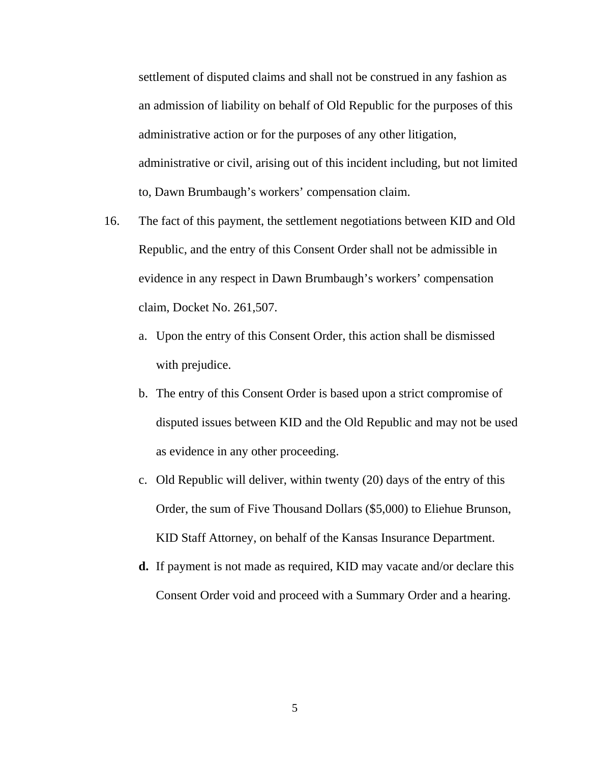settlement of disputed claims and shall not be construed in any fashion as an admission of liability on behalf of Old Republic for the purposes of this administrative action or for the purposes of any other litigation, administrative or civil, arising out of this incident including, but not limited to, Dawn Brumbaugh's workers' compensation claim.

16. The fact of this payment, the settlement negotiations between KID and Old Republic, and the entry of this Consent Order shall not be admissible in evidence in any respect in Dawn Brumbaugh's workers' compensation claim, Docket No. 261,507.

    a. Upon the entry of this Consent Order, this action shall be dismissed with prejudice.

    b. The entry of this Consent Order is based upon a strict compromise of disputed issues between KID and the Old Republic and may not be used as evidence in any other proceeding.

    c. Old Republic will deliver, within twenty (20) days of the entry of this Order, the sum of Five Thousand Dollars ($5,000) to Eliehue Brunson, KID Staff Attorney, on behalf of the Kansas Insurance Department.

    **d.** If payment is not made as required, KID may vacate and/or declare this Consent Order void and proceed with a Summary Order and a hearing.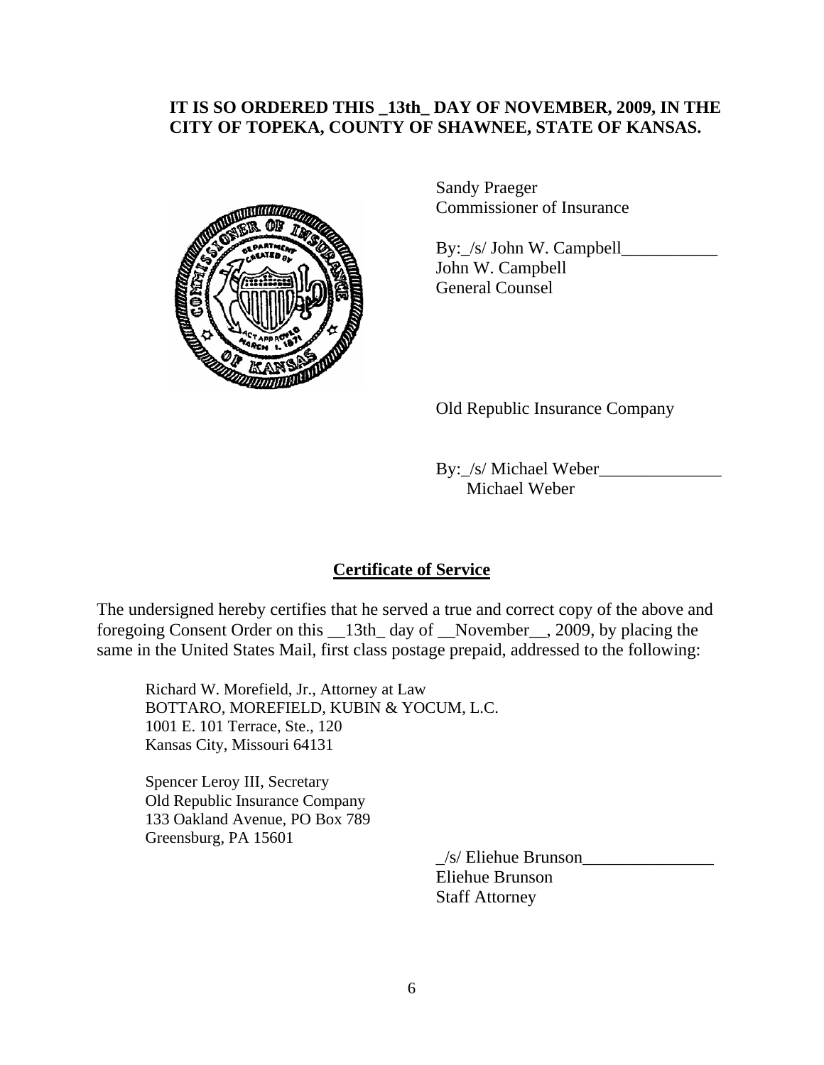**IT IS SO ORDERED THIS _13th_ DAY OF NOVEMBER, 2009, IN THE CITY OF TOPEKA, COUNTY OF SHAWNEE, STATE OF KANSAS.**

Sandy Praeger
Commissioner of Insurance

By:_/s/ John W. Campbell___________
John W. Campbell
General Counsel

Old Republic Insurance Company

By:_/s/ Michael Weber______________
Michael Weber

## Certificate of Service

The undersigned hereby certifies that he served a true and correct copy of the above and foregoing Consent Order on this __13th_ day of __November__, 2009, by placing the same in the United States Mail, first class postage prepaid, addressed to the following:

Richard W. Morefield, Jr., Attorney at Law
BOTTARO, MOREFIELD, KUBIN & YOCUM, L.C.
1001 E. 101 Terrace, Ste., 120
Kansas City, Missouri 64131

Spencer Leroy III, Secretary
Old Republic Insurance Company
133 Oakland Avenue, PO Box 789
Greensburg, PA 15601

_/s/ Eliehue Brunson_______________
Eliehue Brunson
Staff Attorney